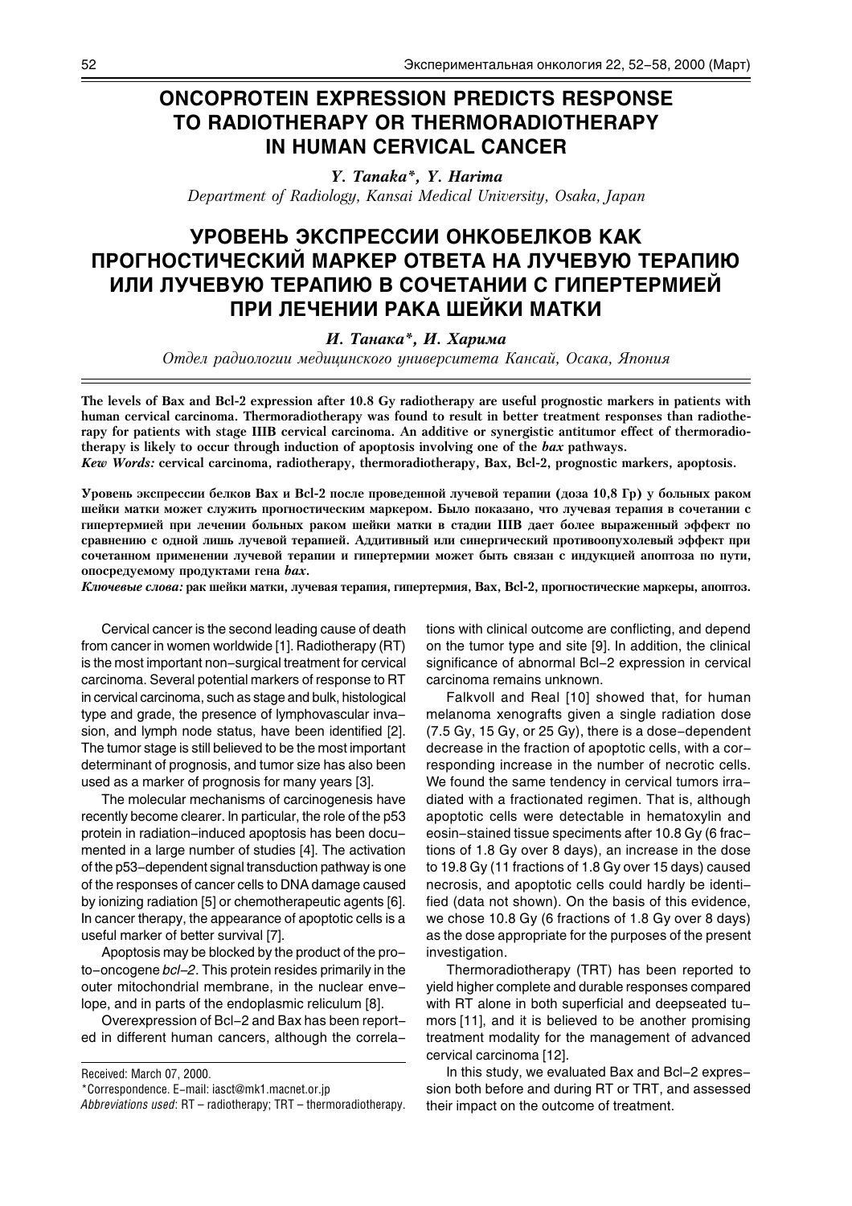# ONCOPROTEIN EXPRESSION PREDICTS RESPONSE TO RADIOTHERAPY OR THERMORADIOTHERAPY IN HUMAN CERVICAL CANCER

***Y. Tanaka\*, Y. Harima***

*Department of Radiology, Kansai Medical University, Osaka, Japan*

# УРОВЕНЬ ЭКСПРЕССИИ ОНКОБЕЛКОВ КАК ПРОГНОСТИЧЕСКИЙ МАРКЕР ОТВЕТА НА ЛУЧЕВУЮ ТЕРАПИЮ ИЛИ ЛУЧЕВУЮ ТЕРАПИЮ В СОЧЕТАНИИ С ГИПЕРТЕРМИЕЙ ПРИ ЛЕЧЕНИИ РАКА ШЕЙКИ МАТКИ

***И. Танака\*, И. Харима***

*Отдел радиологии медицинского университета Кансай, Осака, Япония*

**The levels of Bax and Bcl-2 expression after 10.8 Gy radiotherapy are useful prognostic markers in patients with human cervical carcinoma. Thermoradiotherapy was found to result in better treatment responses than radiotherapy for patients with stage IIIB cervical carcinoma. An additive or synergistic antitumor effect of thermoradiotherapy is likely to occur through induction of apoptosis involving one of the *bax* pathways.**

***Kew Words:*** **cervical carcinoma, radiotherapy, thermoradiotherapy, Bax, Bcl-2, prognostic markers, apoptosis.**

**Уровень экспрессии белков Bax и Bcl-2 после проведенной лучевой терапии (доза 10,8 Гр) у больных раком шейки матки может служить прогностическим маркером. Было показано, что лучевая терапия в сочетании с гипертермией при лечении больных раком шейки матки в стадии IIIB дает более выраженный эффект по сравнению с одной лишь лучевой терапией. Аддитивный или синергический противоопухолевый эффект при сочетанном применении лучевой терапии и гипертермии может быть связан с индукцией апоптоза по пути, опосредуемому продуктами гена *bax*.**

***Ключевые слова:*** **рак шейки матки, лучевая терапия, гипертермия, Bax, Bcl-2, прогностические маркеры, апоптоз.**

Cervical cancer is the second leading cause of death from cancer in women worldwide [1]. Radiotherapy (RT) is the most important non-surgical treatment for cervical carcinoma. Several potential markers of response to RT in cervical carcinoma, such as stage and bulk, histological type and grade, the presence of lymphovascular invasion, and lymph node status, have been identified [2]. The tumor stage is still believed to be the most important determinant of prognosis, and tumor size has also been used as a marker of prognosis for many years [3].

The molecular mechanisms of carcinogenesis have recently become clearer. In particular, the role of the p53 protein in radiation-induced apoptosis has been documented in a large number of studies [4]. The activation of the p53-dependent signal transduction pathway is one of the responses of cancer cells to DNA damage caused by ionizing radiation [5] or chemotherapeutic agents [6]. In cancer therapy, the appearance of apoptotic cells is a useful marker of better survival [7].

Apoptosis may be blocked by the product of the proto-oncogene *bcl-2*. This protein resides primarily in the outer mitochondrial membrane, in the nuclear envelope, and in parts of the endoplasmic reliculum [8].

Overexpression of Bcl-2 and Bax has been reported in different human cancers, although the correlations with clinical outcome are conflicting, and depend on the tumor type and site [9]. In addition, the clinical significance of abnormal Bcl-2 expression in cervical carcinoma remains unknown.

Falkvoll and Real [10] showed that, for human melanoma xenografts given a single radiation dose (7.5 Gy, 15 Gy, or 25 Gy), there is a dose-dependent decrease in the fraction of apoptotic cells, with a corresponding increase in the number of necrotic cells. We found the same tendency in cervical tumors irradiated with a fractionated regimen. That is, although apoptotic cells were detectable in hematoxylin and eosin-stained tissue speciments after 10.8 Gy (6 fractions of 1.8 Gy over 8 days), an increase in the dose to 19.8 Gy (11 fractions of 1.8 Gy over 15 days) caused necrosis, and apoptotic cells could hardly be identified (data not shown). On the basis of this evidence, we chose 10.8 Gy (6 fractions of 1.8 Gy over 8 days) as the dose appropriate for the purposes of the present investigation.

Thermoradiotherapy (TRT) has been reported to yield higher complete and durable responses compared with RT alone in both superficial and deepseated tumors [11], and it is believed to be another promising treatment modality for the management of advanced cervical carcinoma [12].

In this study, we evaluated Bax and Bcl-2 expression both before and during RT or TRT, and assessed their impact on the outcome of treatment.

Received: March 07, 2000.

\*Correspondence. E-mail: iasct@mk1.macnet.or.jp

*Abbreviations used*: RT – radiotherapy; TRT – thermoradiotherapy.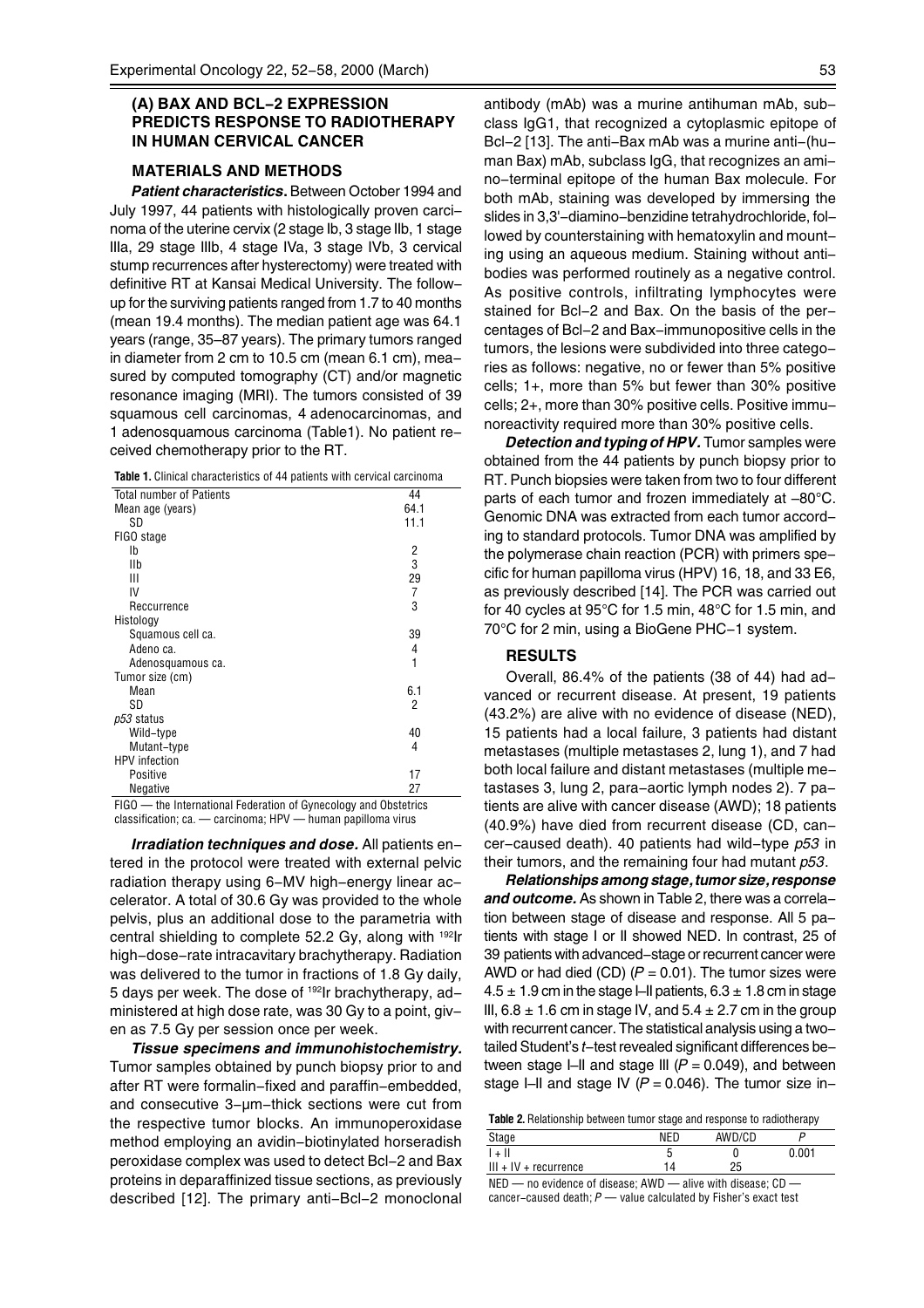## (A) BAX AND BCL–2 EXPRESSION PREDICTS RESPONSE TO RADIOTHERAPY IN HUMAN CERVICAL CANCER

### MATERIALS AND METHODS

***Patient characteristics.*** Between October 1994 and July 1997, 44 patients with histologically proven carcinoma of the uterine cervix (2 stage Ib, 3 stage IIb, 1 stage IIIa, 29 stage IIIb, 4 stage IVa, 3 stage IVb, 3 cervical stump recurrences after hysterectomy) were treated with definitive RT at Kansai Medical University. The follow-up for the surviving patients ranged from 1.7 to 40 months (mean 19.4 months). The median patient age was 64.1 years (range, 35–87 years). The primary tumors ranged in diameter from 2 cm to 10.5 cm (mean 6.1 cm), measured by computed tomography (CT) and/or magnetic resonance imaging (MRI). The tumors consisted of 39 squamous cell carcinomas, 4 adenocarcinomas, and 1 adenosquamous carcinoma (Table1). No patient received chemotherapy prior to the RT.

**Table 1.** Clinical characteristics of 44 patients with cervical carcinoma

| | |
|---|---|
| Total number of Patients | 44 |
| Mean age (years) | 64.1 |
| SD | 11.1 |
| FIGO stage | |
| Ib | 2 |
| IIb | 3 |
| III | 29 |
| IV | 7 |
| Reccurrence | 3 |
| Histology | |
| Squamous cell ca. | 39 |
| Adeno ca. | 4 |
| Adenosquamous ca. | 1 |
| Tumor size (cm) | |
| Mean | 6.1 |
| SD | 2 |
| *p53* status | |
| Wild–type | 40 |
| Mutant–type | 4 |
| HPV infection | |
| Positive | 17 |
| Negative | 27 |

FIGO — the International Federation of Gynecology and Obstetrics classification; ca. — carcinoma; HPV — human papilloma virus

***Irradiation techniques and dose.*** All patients entered in the protocol were treated with external pelvic radiation therapy using 6–MV high–energy linear accelerator. A total of 30.6 Gy was provided to the whole pelvis, plus an additional dose to the parametria with central shielding to complete 52.2 Gy, along with $^{192}$Ir high–dose–rate intracavitary brachytherapy. Radiation was delivered to the tumor in fractions of 1.8 Gy daily, 5 days per week. The dose of $^{192}$Ir brachytherapy, administered at high dose rate, was 30 Gy to a point, given as 7.5 Gy per session once per week.

***Tissue specimens and immunohistochemistry.*** Tumor samples obtained by punch biopsy prior to and after RT were formalin–fixed and paraffin–embedded, and consecutive 3–μm–thick sections were cut from the respective tumor blocks. An immunoperoxidase method employing an avidin–biotinylated horseradish peroxidase complex was used to detect Bcl–2 and Bax proteins in deparaffinized tissue sections, as previously described [12]. The primary anti–Bcl–2 monoclonal antibody (mAb) was a murine antihuman mAb, subclass IgG1, that recognized a cytoplasmic epitope of Bcl–2 [13]. The anti–Bax mAb was a murine anti–(human Bax) mAb, subclass IgG, that recognizes an amino–terminal epitope of the human Bax molecule. For both mAb, staining was developed by immersing the slides in 3,3'–diamino–benzidine tetrahydrochloride, followed by counterstaining with hematoxylin and mounting using an aqueous medium. Staining without antibodies was performed routinely as a negative control. As positive controls, infiltrating lymphocytes were stained for Bcl–2 and Bax. On the basis of the percentages of Bcl–2 and Bax–immunopositive cells in the tumors, the lesions were subdivided into three categories as follows: negative, no or fewer than 5% positive cells; 1+, more than 5% but fewer than 30% positive cells; 2+, more than 30% positive cells. Positive immunoreactivity required more than 30% positive cells.

***Detection and typing of HPV.*** Tumor samples were obtained from the 44 patients by punch biopsy prior to RT. Punch biopsies were taken from two to four different parts of each tumor and frozen immediately at –80°C. Genomic DNA was extracted from each tumor according to standard protocols. Tumor DNA was amplified by the polymerase chain reaction (PCR) with primers specific for human papilloma virus (HPV) 16, 18, and 33 E6, as previously described [14]. The PCR was carried out for 40 cycles at 95°C for 1.5 min, 48°C for 1.5 min, and 70°C for 2 min, using a BioGene PHC–1 system.

### RESULTS

Overall, 86.4% of the patients (38 of 44) had advanced or recurrent disease. At present, 19 patients (43.2%) are alive with no evidence of disease (NED), 15 patients had a local failure, 3 patients had distant metastases (multiple metastases 2, lung 1), and 7 had both local failure and distant metastases (multiple metastases 3, lung 2, para–aortic lymph nodes 2). 7 patients are alive with cancer disease (AWD); 18 patients (40.9%) have died from recurrent disease (CD, cancer–caused death). 40 patients had wild–type *p53* in their tumors, and the remaining four had mutant *p53*.

***Relationships among stage, tumor size, response and outcome.*** As shown in Table 2, there was a correlation between stage of disease and response. All 5 patients with stage I or II showed NED. In contrast, 25 of 39 patients with advanced–stage or recurrent cancer were AWD or had died (CD) ($P = 0.01$). The tumor sizes were $4.5 \pm 1.9$ cm in the stage I–II patients, $6.3 \pm 1.8$ cm in stage III, $6.8 \pm 1.6$ cm in stage IV, and $5.4 \pm 2.7$ cm in the group with recurrent cancer. The statistical analysis using a two-tailed Student's *t*–test revealed significant differences between stage I–II and stage III ($P = 0.049$), and between stage I–II and stage IV ($P = 0.046$). The tumor size in-

**Table 2.** Relationship between tumor stage and response to radiotherapy

| Stage | NED | AWD/CD | *P* |
|---|---|---|---|
| I + II | 5 | 0 | 0.001 |
| III + IV + recurrence | 14 | 25 | |

NED — no evidence of disease; AWD — alive with disease; CD — cancer–caused death; *P* — value calculated by Fisher's exact test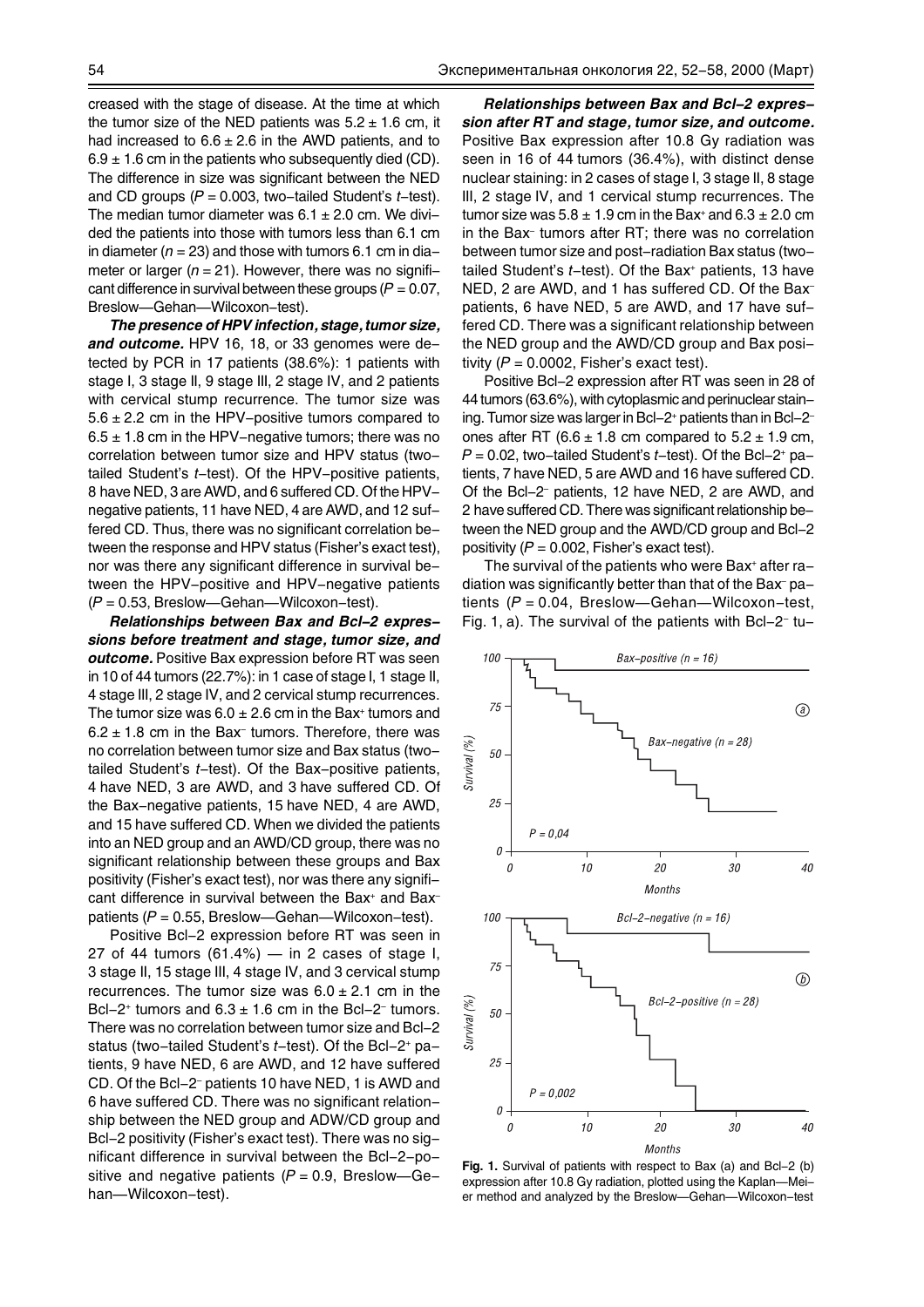creased with the stage of disease. At the time at which the tumor size of the NED patients was 5.2 ± 1.6 cm, it had increased to 6.6 ± 2.6 in the AWD patients, and to 6.9 ± 1.6 cm in the patients who subsequently died (CD). The difference in size was significant between the NED and CD groups ($P = 0.003$, two-tailed Student's $t$-test). The median tumor diameter was 6.1 ± 2.0 cm. We divided the patients into those with tumors less than 6.1 cm in diameter ($n = 23$) and those with tumors 6.1 cm in diameter or larger ($n = 21$). However, there was no significant difference in survival between these groups ($P = 0.07$, Breslow—Gehan—Wilcoxon-test).

***The presence of HPV infection, stage, tumor size, and outcome.*** HPV 16, 18, or 33 genomes were detected by PCR in 17 patients (38.6%): 1 patients with stage I, 3 stage II, 9 stage III, 2 stage IV, and 2 patients with cervical stump recurrence. The tumor size was 5.6 ± 2.2 cm in the HPV-positive tumors compared to 6.5 ± 1.8 cm in the HPV-negative tumors; there was no correlation between tumor size and HPV status (two-tailed Student's $t$-test). Of the HPV-positive patients, 8 have NED, 3 are AWD, and 6 suffered CD. Of the HPV-negative patients, 11 have NED, 4 are AWD, and 12 suffered CD. Thus, there was no significant correlation between the response and HPV status (Fisher's exact test), nor was there any significant difference in survival between the HPV-positive and HPV-negative patients ($P = 0.53$, Breslow—Gehan—Wilcoxon-test).

***Relationships between Bax and Bcl-2 expressions before treatment and stage, tumor size, and outcome.*** Positive Bax expression before RT was seen in 10 of 44 tumors (22.7%): in 1 case of stage I, 1 stage II, 4 stage III, 2 stage IV, and 2 cervical stump recurrences. The tumor size was 6.0 ± 2.6 cm in the $Bax^+$ tumors and 6.2 ± 1.8 cm in the $Bax^-$ tumors. Therefore, there was no correlation between tumor size and Bax status (two-tailed Student's $t$-test). Of the Bax-positive patients, 4 have NED, 3 are AWD, and 3 have suffered CD. Of the Bax-negative patients, 15 have NED, 4 are AWD, and 15 have suffered CD. When we divided the patients into an NED group and an AWD/CD group, there was no significant relationship between these groups and Bax positivity (Fisher's exact test), nor was there any significant difference in survival between the $Bax^+$ and $Bax^-$ patients ($P = 0.55$, Breslow—Gehan—Wilcoxon-test).

Positive Bcl-2 expression before RT was seen in 27 of 44 tumors (61.4%) — in 2 cases of stage I, 3 stage II, 15 stage III, 4 stage IV, and 3 cervical stump recurrences. The tumor size was 6.0 ± 2.1 cm in the $Bcl\text{-}2^+$ tumors and 6.3 ± 1.6 cm in the $Bcl\text{-}2^-$ tumors. There was no correlation between tumor size and Bcl-2 status (two-tailed Student's $t$-test). Of the $Bcl\text{-}2^+$ patients, 9 have NED, 6 are AWD, and 12 have suffered CD. Of the $Bcl\text{-}2^-$ patients 10 have NED, 1 is AWD and 6 have suffered CD. There was no significant relationship between the NED group and ADW/CD group and Bcl-2 positivity (Fisher's exact test). There was no significant difference in survival between the Bcl-2-positive and negative patients ($P = 0.9$, Breslow—Gehan—Wilcoxon-test).

***Relationships between Bax and Bcl-2 expression after RT and stage, tumor size, and outcome.*** Positive Bax expression after 10.8 Gy radiation was seen in 16 of 44 tumors (36.4%), with distinct dense nuclear staining: in 2 cases of stage I, 3 stage II, 8 stage III, 2 stage IV, and 1 cervical stump recurrences. The tumor size was 5.8 ± 1.9 cm in the $Bax^+$ and 6.3 ± 2.0 cm in the $Bax^-$ tumors after RT; there was no correlation between tumor size and post-radiation Bax status (two-tailed Student's $t$-test). Of the $Bax^+$ patients, 13 have NED, 2 are AWD, and 1 has suffered CD. Of the $Bax^-$ patients, 6 have NED, 5 are AWD, and 17 have suffered CD. There was a significant relationship between the NED group and the AWD/CD group and Bax positivity ($P = 0.0002$, Fisher's exact test).

Positive Bcl-2 expression after RT was seen in 28 of 44 tumors (63.6%), with cytoplasmic and perinuclear staining. Tumor size was larger in $Bcl\text{-}2^+$ patients than in $Bcl\text{-}2^-$ ones after RT (6.6 ± 1.8 cm compared to 5.2 ± 1.9 cm, $P = 0.02$, two-tailed Student's $t$-test). Of the $Bcl\text{-}2^+$ patients, 7 have NED, 5 are AWD and 16 have suffered CD. Of the $Bcl\text{-}2^-$ patients, 12 have NED, 2 are AWD, and 2 have suffered CD. There was significant relationship between the NED group and the AWD/CD group and Bcl-2 positivity ($P = 0.002$, Fisher's exact test).

The survival of the patients who were $Bax^+$ after radiation was significantly better than that of the $Bax^-$ patients ($P = 0.04$, Breslow—Gehan—Wilcoxon-test, Fig. 1, a). The survival of the patients with $Bcl\text{-}2^-$ tu-

**Fig. 1.** Survival of patients with respect to Bax (a) and Bcl-2 (b) expression after 10.8 Gy radiation, plotted using the Kaplan—Meier method and analyzed by the Breslow—Gehan—Wilcoxon-test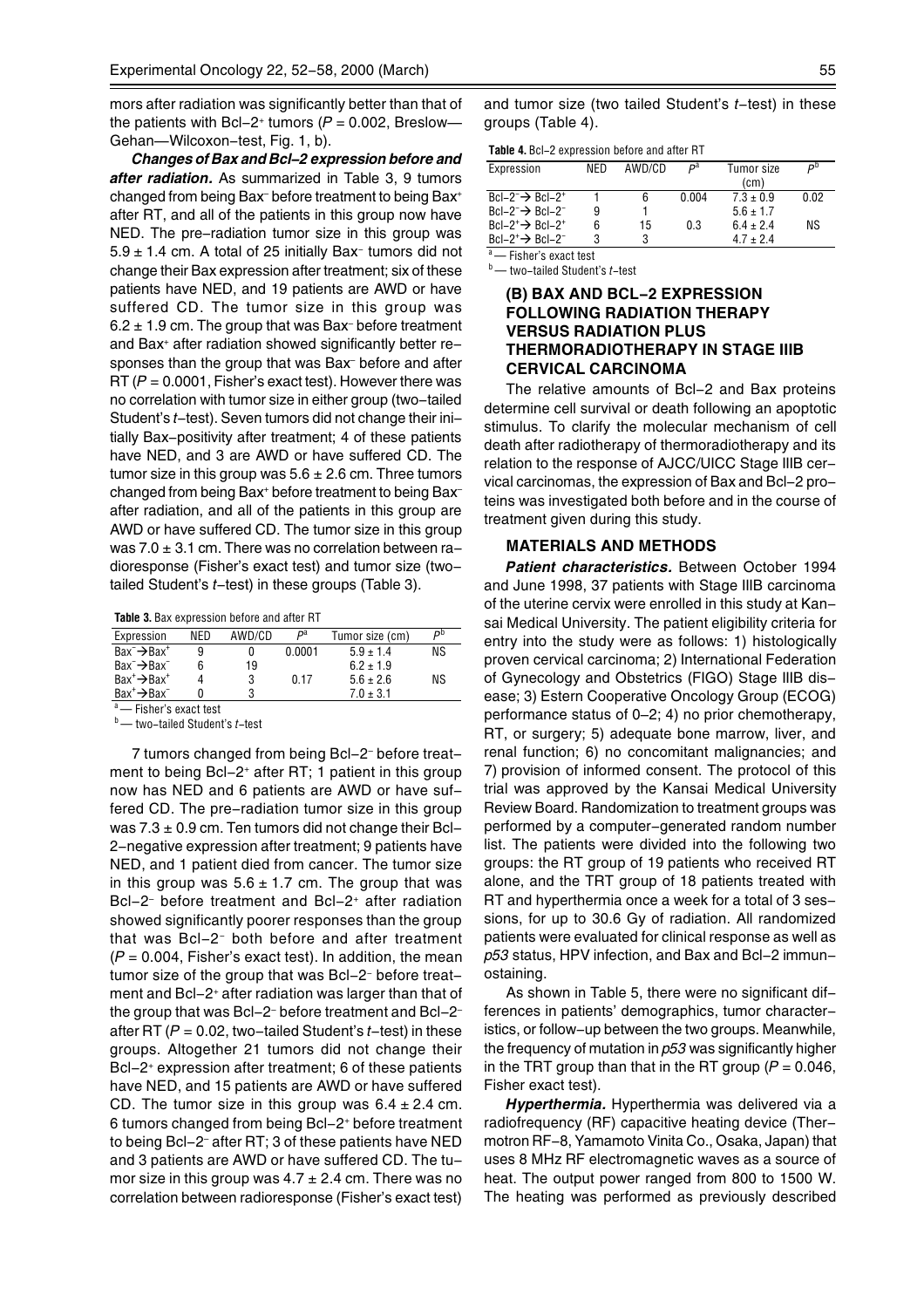mors after radiation was significantly better than that of the patients with Bcl−2[+] tumors ($P = 0.002$, Breslow—Gehan—Wilcoxon−test, Fig. 1, b).

***Changes of Bax and Bcl−2 expression before and after radiation.*** As summarized in Table 3, 9 tumors changed from being Bax[−] before treatment to being Bax[+] after RT, and all of the patients in this group now have NED. The pre−radiation tumor size in this group was 5.9 ± 1.4 cm. A total of 25 initially Bax[−] tumors did not change their Bax expression after treatment; six of these patients have NED, and 19 patients are AWD or have suffered CD. The tumor size in this group was 6.2 ± 1.9 cm. The group that was Bax[−] before treatment and Bax[+] after radiation showed significantly better responses than the group that was Bax[−] before and after RT ($P = 0.0001$, Fisher's exact test). However there was no correlation with tumor size in either group (two−tailed Student's $t$−test). Seven tumors did not change their initially Bax−positivity after treatment; 4 of these patients have NED, and 3 are AWD or have suffered CD. The tumor size in this group was 5.6 ± 2.6 cm. Three tumors changed from being Bax[+] before treatment to being Bax[−] after radiation, and all of the patients in this group are AWD or have suffered CD. The tumor size in this group was 7.0 ± 3.1 cm. There was no correlation between radioresponse (Fisher's exact test) and tumor size (two−tailed Student's $t$−test) in these groups (Table 3).

**Table 3.** Bax expression before and after RT

| Expression | NED | AWD/CD | $P^a$ | Tumor size (cm) | $P^b$ |
|---|---|---|---|---|---|
| Bax[−]→Bax[+] | 9 | 0 | 0.0001 | 5.9 ± 1.4 | NS |
| Bax[−]→Bax[−] | 6 | 19 | | 6.2 ± 1.9 | |
| Bax[+]→Bax[+] | 4 | 3 | 0.17 | 5.6 ± 2.6 | NS |
| Bax[+]→Bax[−] | 0 | 3 | | 7.0 ± 3.1 | |

[a] — Fisher's exact test
[b] — two−tailed Student's $t$−test

7 tumors changed from being Bcl−2[−] before treatment to being Bcl−2[+] after RT; 1 patient in this group now has NED and 6 patients are AWD or have suffered CD. The pre−radiation tumor size in this group was 7.3 ± 0.9 cm. Ten tumors did not change their Bcl−2−negative expression after treatment; 9 patients have NED, and 1 patient died from cancer. The tumor size in this group was 5.6 ± 1.7 cm. The group that was Bcl−2[−] before treatment and Bcl−2[+] after radiation showed significantly poorer responses than the group that was Bcl−2[−] both before and after treatment ($P = 0.004$, Fisher's exact test). In addition, the mean tumor size of the group that was Bcl−2[−] before treatment and Bcl−2[+] after radiation was larger than that of the group that was Bcl−2[−] before treatment and Bcl−2[−] after RT ($P = 0.02$, two−tailed Student's $t$−test) in these groups. Altogether 21 tumors did not change their Bcl−2[+] expression after treatment; 6 of these patients have NED, and 15 patients are AWD or have suffered CD. The tumor size in this group was 6.4 ± 2.4 cm. 6 tumors changed from being Bcl−2[+] before treatment to being Bcl−2[−] after RT; 3 of these patients have NED and 3 patients are AWD or have suffered CD. The tumor size in this group was 4.7 ± 2.4 cm. There was no correlation between radioresponse (Fisher's exact test) and tumor size (two tailed Student's $t$−test) in these groups (Table 4).

**Table 4.** Bcl−2 expression before and after RT

| Expression | NED | AWD/CD | $P^a$ | Tumor size (cm) | $P^b$ |
|---|---|---|---|---|---|
| Bcl−2[−]→ Bcl−2[+] | 1 | 6 | 0.004 | 7.3 ± 0.9 | 0.02 |
| Bcl−2[−]→ Bcl−2[−] | 9 | 1 | | 5.6 ± 1.7 | |
| Bcl−2[+]→ Bcl−2[+] | 6 | 15 | 0.3 | 6.4 ± 2.4 | NS |
| Bcl−2[+]→ Bcl−2[−] | 3 | 3 | | 4.7 ± 2.4 | |

[a] — Fisher's exact test
[b] — two−tailed Student's $t$−test

## (B) BAX AND BCL−2 EXPRESSION FOLLOWING RADIATION THERAPY VERSUS RADIATION PLUS THERMORADIOTHERAPY IN STAGE IIIB CERVICAL CARCINOMA

The relative amounts of Bcl−2 and Bax proteins determine cell survival or death following an apoptotic stimulus. To clarify the molecular mechanism of cell death after radiotherapy of thermoradiotherapy and its relation to the response of AJCC/UICC Stage IIIB cervical carcinomas, the expression of Bax and Bcl−2 proteins was investigated both before and in the course of treatment given during this study.

### MATERIALS AND METHODS

***Patient characteristics.*** Between October 1994 and June 1998, 37 patients with Stage IIIB carcinoma of the uterine cervix were enrolled in this study at Kansai Medical University. The patient eligibility criteria for entry into the study were as follows: 1) histologically proven cervical carcinoma; 2) International Federation of Gynecology and Obstetrics (FIGO) Stage IIIB disease; 3) Estern Cooperative Oncology Group (ECOG) performance status of 0–2; 4) no prior chemotherapy, RT, or surgery; 5) adequate bone marrow, liver, and renal function; 6) no concomitant malignancies; and 7) provision of informed consent. The protocol of this trial was approved by the Kansai Medical University Review Board. Randomization to treatment groups was performed by a computer−generated random number list. The patients were divided into the following two groups: the RT group of 19 patients who received RT alone, and the TRT group of 18 patients treated with RT and hyperthermia once a week for a total of 3 sessions, for up to 30.6 Gy of radiation. All randomized patients were evaluated for clinical response as well as *p53* status, HPV infection, and Bax and Bcl−2 immunostaining.

As shown in Table 5, there were no significant differences in patients' demographics, tumor characteristics, or follow−up between the two groups. Meanwhile, the frequency of mutation in *p53* was significantly higher in the TRT group than that in the RT group ($P = 0.046$, Fisher exact test).

***Hyperthermia.*** Hyperthermia was delivered via a radiofrequency (RF) capacitive heating device (Thermotron RF−8, Yamamoto Vinita Co., Osaka, Japan) that uses 8 MHz RF electromagnetic waves as a source of heat. The output power ranged from 800 to 1500 W. The heating was performed as previously described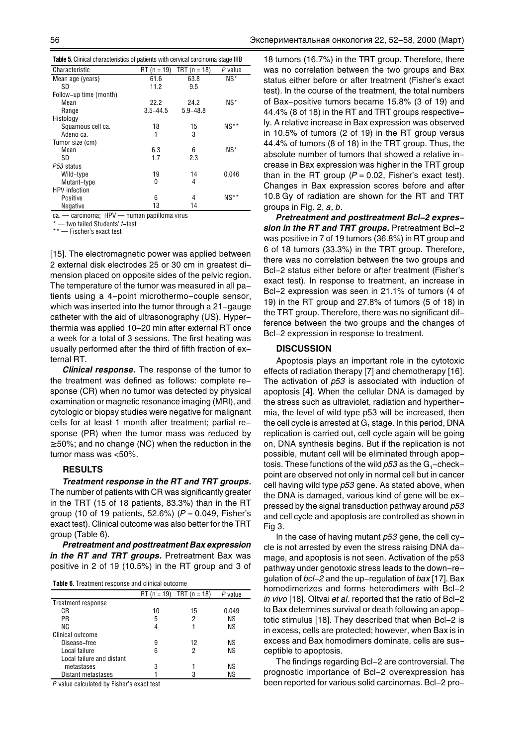**Table 5.** Clinical characteristics of patients with cervical carcinoma stage IIIB

| Characteristic | RT (n = 19) | TRT (n = 18) | *P* value |
|---|---|---|---|
| Mean age (years) | 61.6 | 63.8 | NS* |
| SD | 11.2 | 9.5 | |
| Follow–up time (month) | | | |
| Mean | 22.2 | 24.2 | NS* |
| Range | 3.5–44.5 | 5.9–48.8 | |
| Histology | | | |
| Squamous cell ca. | 18 | 15 | NS** |
| Adeno ca. | 1 | 3 | |
| Tumor size (cm) | | | |
| Mean | 6.3 | 6 | NS* |
| SD | 1.7 | 2.3 | |
| *P53* status | | | |
| Wild–type | 19 | 14 | 0.046 |
| Mutant–type | 0 | 4 | |
| HPV infection | | | |
| Positive | 6 | 4 | NS** |
| Negative | 13 | 14 | |

ca. — carcinoma; HPV — human papilloma virus

\* — two tailed Students' *t*–test

\*\* — Fischer's exact test

[15]. The electromagnetic power was applied between 2 external disk electrodes 25 or 30 cm in greatest dimension placed on opposite sides of the pelvic region. The temperature of the tumor was measured in all patients using a 4–point microthermo–couple sensor, which was inserted into the tumor through a 21–gauge catheter with the aid of ultrasonography (US). Hyperthermia was applied 10–20 min after external RT once a week for a total of 3 sessions. The first heating was usually performed after the third of fifth fraction of external RT.

***Clinical response.*** The response of the tumor to the treatment was defined as follows: complete response (CR) when no tumor was detected by physical examination or magnetic resonance imaging (MRI), and cytologic or biopsy studies were negative for malignant cells for at least 1 month after treatment; partial response (PR) when the tumor mass was reduced by ≥50%; and no change (NC) when the reduction in the tumor mass was <50%.

## RESULTS

***Treatment response in the RT and TRT groups.*** The number of patients with CR was significantly greater in the TRT (15 of 18 patients, 83.3%) than in the RT group (10 of 19 patients, 52.6%) ($P = 0.049$, Fisher's exact test). Clinical outcome was also better for the TRT group (Table 6).

***Pretreatment and posttreatment Bax expression in the RT and TRT groups.*** Pretreatment Bax was positive in 2 of 19 (10.5%) in the RT group and 3 of 18 tumors (16.7%) in the TRT group. Therefore, there was no correlation between the two groups and Bax status either before or after treatment (Fisher's exact test). In the course of the treatment, the total numbers of Bax–positive tumors became 15.8% (3 of 19) and 44.4% (8 of 18) in the RT and TRT groups respectively. A relative increase in Bax expression was observed in 10.5% of tumors (2 of 19) in the RT group versus 44.4% of tumors (8 of 18) in the TRT group. Thus, the absolute number of tumors that showed a relative increase in Bax expression was higher in the TRT group than in the RT group ($P = 0.02$, Fisher's exact test). Changes in Bax expression scores before and after 10.8 Gy of radiation are shown for the RT and TRT groups in Fig. 2, *a, b*.

**Table 6.** Treatment response and clinical outcome

| | RT (n = 19) | TRT (n = 18) | *P* value |
|---|---|---|---|
| Treatment response | | | |
| CR | 10 | 15 | 0.049 |
| PR | 5 | 2 | NS |
| NC | 4 | 1 | NS |
| Clinical outcome | | | |
| Disease–free | 9 | 12 | NS |
| Local failure | 6 | 2 | NS |
| Local failure and distant metastases | 3 | 1 | NS |
| Distant metastases | 1 | 3 | NS |

*P* value calculated by Fisher's exact test

***Pretreatment and posttreatment Bcl–2 expression in the RT and TRT groups.*** Pretreatment Bcl–2 was positive in 7 of 19 tumors (36.8%) in RT group and 6 of 18 tumors (33.3%) in the TRT group. Therefore, there was no correlation between the two groups and Bcl–2 status either before or after treatment (Fisher's exact test). In response to treatment, an increase in Bcl–2 expression was seen in 21.1% of tumors (4 of 19) in the RT group and 27.8% of tumors (5 of 18) in the TRT group. Therefore, there was no significant difference between the two groups and the changes of Bcl–2 expression in response to treatment.

## DISCUSSION

Apoptosis plays an important role in the cytotoxic effects of radiation therapy [7] and chemotherapy [16]. The activation of *p53* is associated with induction of apoptosis [4]. When the cellular DNA is damaged by the stress such as ultraviolet, radiation and hyperthermia, the level of wild type p53 will be increased, then the cell cycle is arrested at $G_1$ stage. In this period, DNA replication is carried out, cell cycle again will be going on, DNA synthesis begins. But if the replication is not possible, mutant cell will be eliminated through apoptosis. These functions of the wild *p53* as the $G_1$–checkpoint are observed not only in normal cell but in cancer cell having wild type *p53* gene. As stated above, when the DNA is damaged, various kind of gene will be expressed by the signal transduction pathway around *p53* and cell cycle and apoptosis are controlled as shown in Fig 3.

In the case of having mutant *p53* gene, the cell cycle is not arrested by even the stress raising DNA damage, and apoptosis is not seen. Activation of the p53 pathway under genotoxic stress leads to the down–regulation of *bcl–2* and the up–regulation of *bax* [17]. Bax homodimerizes and forms heterodimers with Bcl–2 *in vivo* [18]. Oltvai *et al*. reported that the ratio of Bcl–2 to Bax determines survival or death following an apoptotic stimulus [18]. They described that when Bcl–2 is in excess, cells are protected; however, when Bax is in excess and Bax homodimers dominate, cells are susceptible to apoptosis.

The findings regarding Bcl–2 are controversial. The prognostic importance of Bcl–2 overexpression has been reported for various solid carcinomas. Bcl–2 pro–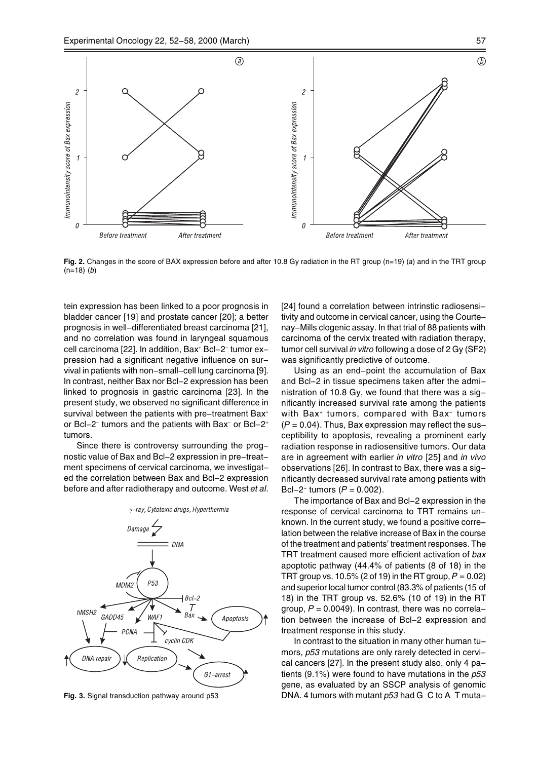(a)

2

1

0

Immunointensity score of Bax expression

Before treatment

After treatment

(b)

2

1

0

Immunointensity score of Bax expression

Before treatment

After treatment

**Fig. 2.** Changes in the score of BAX expression before and after 10.8 Gy radiation in the RT group (n=19) (*a*) and in the TRT group (n=18) (*b*)

tein expression has been linked to a poor prognosis in bladder cancer [19] and prostate cancer [20]; a better prognosis in well–differentiated breast carcinoma [21], and no correlation was found in laryngeal squamous cell carcinoma [22]. In addition, $Bax^{+}$ $Bcl\text{–}2^{-}$ tumor expression had a significant negative influence on survival in patients with non–small–cell lung carcinoma [9]. In contrast, neither Bax nor Bcl–2 expression has been linked to prognosis in gastric carcinoma [23]. In the present study, we observed no significant difference in survival between the patients with pre–treatment $Bax^{+}$ or $Bcl\text{–}2^{-}$ tumors and the patients with $Bax^{-}$ or $Bcl\text{–}2^{+}$ tumors.

Since there is controversy surrounding the prognostic value of Bax and Bcl–2 expression in pre–treatment specimens of cervical carcinoma, we investigated the correlation between Bax and Bcl–2 expression before and after radiotherapy and outcome. West *et al.* [24] found a correlation between intrinstic radiosensitivity and outcome in cervical cancer, using the Courtenay–Mills clogenic assay. In that trial of 88 patients with carcinoma of the cervix treated with radiation therapy, tumor cell survival *in vitro* following a dose of 2 Gy (SF2) was significantly predictive of outcome.

γ–ray, Cytotoxic drugs, Hyperthermia

Damage

DNA

MDM2

P53

Bcl–2

hMSH2

GADD45

WAF1

Bax

Apoptosis

PCNA

cyclin CDK

DNA repair

Replication

G1–arrest

**Fig. 3.** Signal transduction pathway around p53

Using as an end–point the accumulation of Bax and Bcl–2 in tissue specimens taken after the administration of 10.8 Gy, we found that there was a significantly increased survival rate among the patients with $Bax^{+}$ tumors, compared with $Bax^{-}$ tumors ($P = 0.04$). Thus, Bax expression may reflect the susceptibility to apoptosis, revealing a prominent early radiation response in radiosensitive tumors. Our data are in agreement with earlier *in vitro* [25] and *in vivo* observations [26]. In contrast to Bax, there was a significantly decreased survival rate among patients with $Bcl\text{–}2^{-}$ tumors ($P = 0.002$).

The importance of Bax and Bcl–2 expression in the response of cervical carcinoma to TRT remains unknown. In the current study, we found a positive correlation between the relative increase of Bax in the course of the treatment and patients' treatment responses. The TRT treatment caused more efficient activation of *bax* apoptotic pathway (44.4% of patients (8 of 18) in the TRT group vs. 10.5% (2 of 19) in the RT group, $P = 0.02$) and superior local tumor control (83.3% of patients (15 of 18) in the TRT group vs. 52.6% (10 of 19) in the RT group, $P = 0.0049$). In contrast, there was no correlation between the increase of Bcl–2 expression and treatment response in this study.

In contrast to the situation in many other human tumors, *p53* mutations are only rarely detected in cervical cancers [27]. In the present study also, only 4 patients (9.1%) were found to have mutations in the *p53* gene, as evaluated by an SSCP analysis of genomic DNA. 4 tumors with mutant *p53* had G C to A T muta–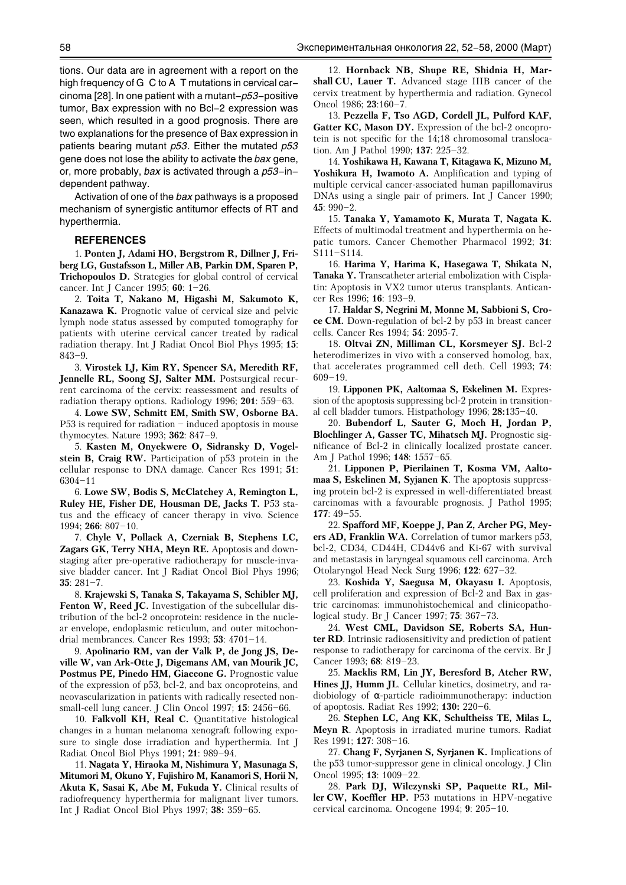tions. Our data are in agreement with a report on the high frequency of G C to A T mutations in cervical carcinoma [28]. In one patient with a mutant–*p53*–positive tumor, Bax expression with no Bcl–2 expression was seen, which resulted in a good prognosis. There are two explanations for the presence of Bax expression in patients bearing mutant *p53*. Either the mutated *p53* gene does not lose the ability to activate the *bax* gene, or, more probably, *bax* is activated through a *p53*–in–dependent pathway.

Activation of one of the *bax* pathways is a proposed mechanism of synergistic antitumor effects of RT and hyperthermia.

## REFERENCES

1. **Ponten J, Adami HO, Bergstrom R, Dillner J, Friberg LG, Gustafsson L, Miller AB, Parkin DM, Sparen P, Trichopoulos D.** Strategies for global control of cervical cancer. Int J Cancer 1995; **60**: 1–26.

2. **Toita T, Nakano M, Higashi M, Sakumoto K, Kanazawa K.** Prognostic value of cervical size and pelvic lymph node status assessed by computed tomography for patients with uterine cervical cancer treated by radical radiation therapy. Int J Radiat Oncol Biol Phys 1995; **15**: 843–9.

3. **Virostek LJ, Kim RY, Spencer SA, Meredith RF, Jennelle RL, Soong SJ, Salter MM.** Postsurgical recurrent carcinoma of the cervix: reassessment and results of radiation therapy options. Radiology 1996; **201**: 559–63.

4. **Lowe SW, Schmitt EM, Smith SW, Osborne BA.** P53 is required for radiation – induced apoptosis in mouse thymocytes. Nature 1993; **362**: 847–9.

5. **Kasten M, Onyekwere O, Sidransky D, Vogelstein B, Craig RW.** Participation of p53 protein in the cellular response to DNA damage. Cancer Res 1991; **51**: 6304–11

6. **Lowe SW, Bodis S, McClatchey A, Remington L, Ruley HE, Fisher DE, Housman DE, Jacks T.** P53 status and the efficacy of cancer therapy in vivo. Science 1994; **266**: 807–10.

7. **Chyle V, Pollack A, Czerniak B, Stephens LC, Zagars GK, Terry NHA, Meyn RE.** Apoptosis and downstaging after pre-operative radiotherapy for muscle-invasive bladder cancer. Int J Radiat Oncol Biol Phys 1996; **35**: 281–7.

8. **Krajewski S, Tanaka S, Takayama S, Schibler MJ, Fenton W, Reed JC.** Investigation of the subcellular distribution of the bcl-2 oncoprotein: residence in the nuclear envelope, endoplasmic reticulum, and outer mitochondrial membrances. Cancer Res 1993; **53**: 4701–14.

9. **Apolinario RM, van der Valk P, de Jong JS, Deville W, van Ark-Otte J, Digemans AM, van Mourik JC, Postmus PE, Pinedo HM, Giaccone G.** Prognostic value of the expression of p53, bcl-2, and bax oncoproteins, and neovascularization in patients with radically resected non-small-cell lung cancer. J Clin Oncol 1997; **15**: 2456–66.

10. **Falkvoll KH, Real C.** Quantitative histological changes in a human melanoma xenograft following exposure to single dose irradiation and hyperthermia. Int J Radiat Oncol Biol Phys 1991; **21**: 989–94.

11. **Nagata Y, Hiraoka M, Nishimura Y, Masunaga S, Mitumori M, Okuno Y, Fujishiro M, Kanamori S, Horii N, Akuta K, Sasai K, Abe M, Fukuda Y.** Clinical results of radiofrequency hyperthermia for malignant liver tumors. Int J Radiat Oncol Biol Phys 1997; **38:** 359–65.

12. **Hornback NB, Shupe RE, Shidnia H, Marshall CU, Lauer T.** Advanced stage IIIB cancer of the cervix treatment by hyperthermia and radiation. Gynecol Oncol 1986; **23**:160–7.

13. **Pezzella F, Tso AGD, Cordell JL, Pulford KAF, Gatter KC, Mason DY.** Expression of the bcl-2 oncoprotein is not specific for the 14;18 chromosomal translocation. Am J Pathol 1990; **137**: 225–32.

14. **Yoshikawa H, Kawana T, Kitagawa K, Mizuno M, Yoshikura H, Iwamoto A.** Amplification and typing of multiple cervical cancer-associated human papillomavirus DNAs using a single pair of primers. Int J Cancer 1990; **45**: 990–2.

15. **Tanaka Y, Yamamoto K, Murata T, Nagata K.** Effects of multimodal treatment and hyperthermia on hepatic tumors. Cancer Chemother Pharmacol 1992; **31**: S111–S114.

16. **Harima Y, Harima K, Hasegawa T, Shikata N, Tanaka Y.** Transcatheter arterial embolization with Cisplatin: Apoptosis in VX2 tumor uterus transplants. Anticancer Res 1996; **16**: 193–9.

17. **Haldar S, Negrini M, Monne M, Sabbioni S, Croce CM.** Down-regulation of bcl-2 by p53 in breast cancer cells. Cancer Res 1994; **54**: 2095-7.

18. **Oltvai ZN, Milliman CL, Korsmeyer SJ.** Bcl-2 heterodimerizes in vivo with a conserved homolog, bax, that accelerates programmed cell deth. Cell 1993; **74**: 609–19.

19. **Lipponen PK, Aaltomaa S, Eskelinen M.** Expression of the apoptosis suppressing bcl-2 protein in transitional cell bladder tumors. Histpathology 1996; **28:**135–40.

20. **Bubendorf L, Sauter G, Moch H, Jordan P, Blochlinger A, Gasser TC, Mihatsch MJ.** Prognostic significance of Bcl-2 in clinically localized prostate cancer. Am J Pathol 1996; **148**: 1557–65.

21. **Lipponen P, Pierilainen T, Kosma VM, Aaltomaa S, Eskelinen M, Syjanen K**. The apoptosis suppressing protein bcl-2 is expressed in well-differentiated breast carcinomas with a favourable prognosis. J Pathol 1995; **177**: 49–55.

22. **Spafford MF, Koeppe J, Pan Z, Archer PG, Meyers AD, Franklin WA.** Correlation of tumor markers p53, bcl-2, CD34, CD44H, CD44v6 and Ki-67 with survival and metastasis in laryngeal squamous cell carcinoma. Arch Otolaryngol Head Neck Surg 1996; **122**: 627–32.

23. **Koshida Y, Saegusa M, Okayasu I.** Apoptosis, cell proliferation and expression of Bcl-2 and Bax in gastric carcinomas: immunohistochemical and clinicopathological study. Br J Cancer 1997; **75**: 367–73.

24. **West CML, Davidson SE, Roberts SA, Hunter RD**. Intrinsic radiosensitivity and prediction of patient response to radiotherapy for carcinoma of the cervix. Br J Cancer 1993; **68**: 819–23.

25. **Macklis RM, Lin JY, Beresford B, Atcher RW, Hines JJ, Humm JL**. Cellular kinetics, dosimetry, and radiobiology of α-particle radioimmunotherapy: induction of apoptosis. Radiat Res 1992; **130:** 220–6.

26. **Stephen LC, Ang KK, Schultheiss TE, Milas L, Meyn R**. Apoptosis in irradiated murine tumors. Radiat Res 1991; **127**: 308–16.

27. **Chang F, Syrjanen S, Syrjanen K.** Implications of the p53 tumor-suppressor gene in clinical oncology. J Clin Oncol 1995; **13**: 1009–22.

28. **Park DJ, Wilczynski SP, Paquette RL, Miller CW, Koeffler HP.** P53 mutations in HPV-negative cervical carcinoma. Oncogene 1994; **9**: 205–10.